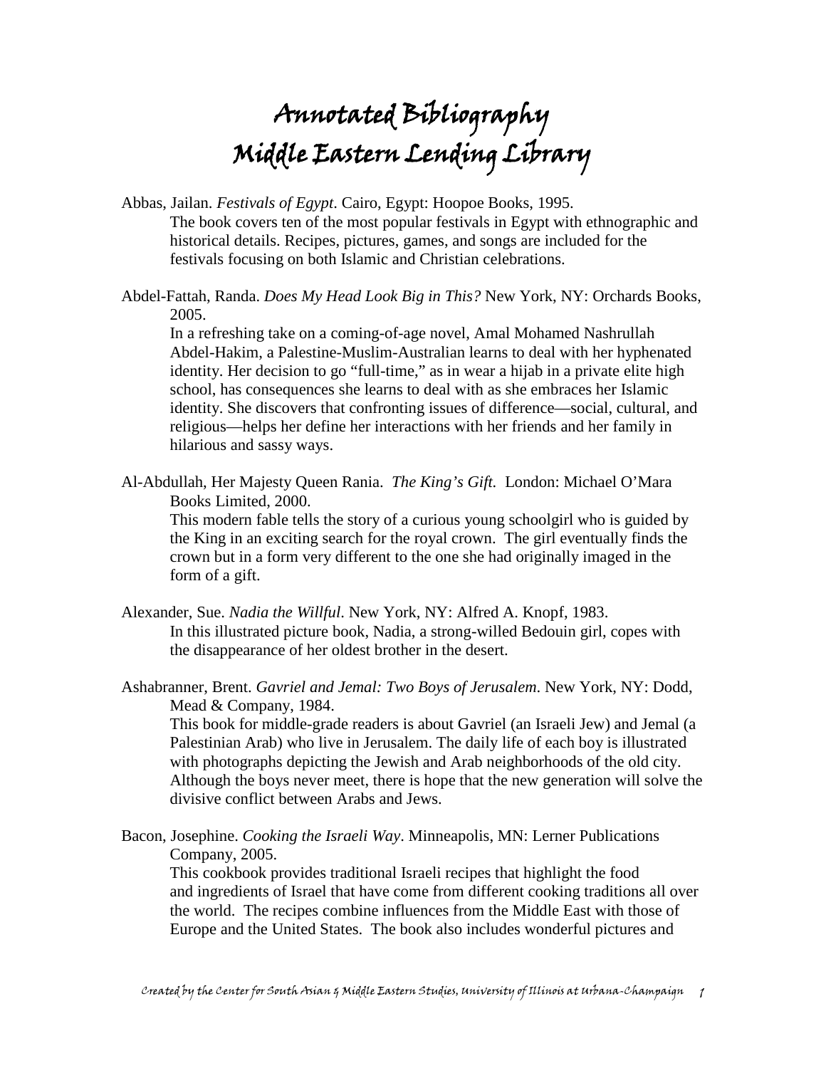# Annotated Bibliography
# Middle Eastern Lending Library

Abbas, Jailan. *Festivals of Egypt*. Cairo, Egypt: Hoopoe Books, 1995.
The book covers ten of the most popular festivals in Egypt with ethnographic and historical details. Recipes, pictures, games, and songs are included for the festivals focusing on both Islamic and Christian celebrations.

Abdel-Fattah, Randa. *Does My Head Look Big in This?* New York, NY: Orchards Books, 2005.
In a refreshing take on a coming-of-age novel, Amal Mohamed Nashrullah Abdel-Hakim, a Palestine-Muslim-Australian learns to deal with her hyphenated identity. Her decision to go "full-time," as in wear a hijab in a private elite high school, has consequences she learns to deal with as she embraces her Islamic identity. She discovers that confronting issues of difference—social, cultural, and religious—helps her define her interactions with her friends and her family in hilarious and sassy ways.

Al-Abdullah, Her Majesty Queen Rania. *The King's Gift.* London: Michael O'Mara Books Limited, 2000.
This modern fable tells the story of a curious young schoolgirl who is guided by the King in an exciting search for the royal crown. The girl eventually finds the crown but in a form very different to the one she had originally imaged in the form of a gift.

Alexander, Sue. *Nadia the Willful*. New York, NY: Alfred A. Knopf, 1983.
In this illustrated picture book, Nadia, a strong-willed Bedouin girl, copes with the disappearance of her oldest brother in the desert.

Ashabranner, Brent. *Gavriel and Jemal: Two Boys of Jerusalem*. New York, NY: Dodd, Mead & Company, 1984.
This book for middle-grade readers is about Gavriel (an Israeli Jew) and Jemal (a Palestinian Arab) who live in Jerusalem. The daily life of each boy is illustrated with photographs depicting the Jewish and Arab neighborhoods of the old city. Although the boys never meet, there is hope that the new generation will solve the divisive conflict between Arabs and Jews.

Bacon, Josephine. *Cooking the Israeli Way*. Minneapolis, MN: Lerner Publications Company, 2005.
This cookbook provides traditional Israeli recipes that highlight the food and ingredients of Israel that have come from different cooking traditions all over the world. The recipes combine influences from the Middle East with those of Europe and the United States. The book also includes wonderful pictures and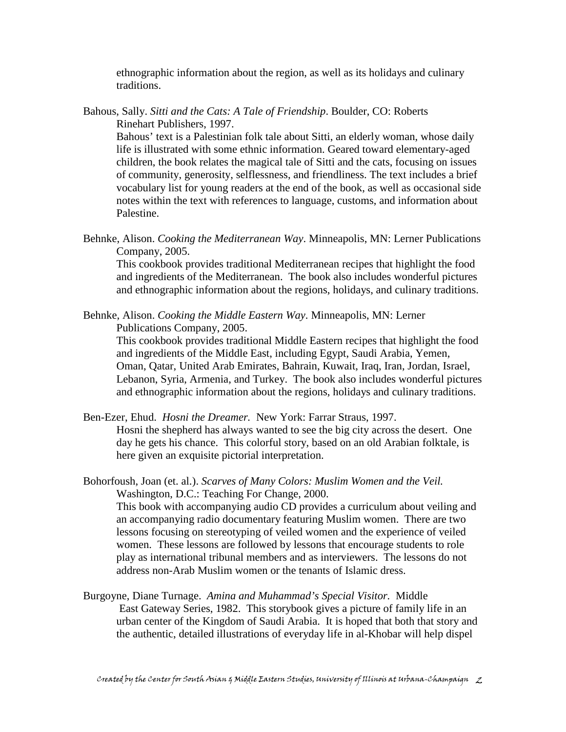ethnographic information about the region, as well as its holidays and culinary traditions.

Bahous, Sally. *Sitti and the Cats: A Tale of Friendship*. Boulder, CO: Roberts Rinehart Publishers, 1997.
Bahous' text is a Palestinian folk tale about Sitti, an elderly woman, whose daily life is illustrated with some ethnic information. Geared toward elementary-aged children, the book relates the magical tale of Sitti and the cats, focusing on issues of community, generosity, selflessness, and friendliness. The text includes a brief vocabulary list for young readers at the end of the book, as well as occasional side notes within the text with references to language, customs, and information about Palestine.

Behnke, Alison. *Cooking the Mediterranean Way*. Minneapolis, MN: Lerner Publications Company, 2005.
This cookbook provides traditional Mediterranean recipes that highlight the food and ingredients of the Mediterranean. The book also includes wonderful pictures and ethnographic information about the regions, holidays, and culinary traditions.

Behnke, Alison. *Cooking the Middle Eastern Way*. Minneapolis, MN: Lerner Publications Company, 2005.
This cookbook provides traditional Middle Eastern recipes that highlight the food and ingredients of the Middle East, including Egypt, Saudi Arabia, Yemen, Oman, Qatar, United Arab Emirates, Bahrain, Kuwait, Iraq, Iran, Jordan, Israel, Lebanon, Syria, Armenia, and Turkey. The book also includes wonderful pictures and ethnographic information about the regions, holidays and culinary traditions.

Ben-Ezer, Ehud. *Hosni the Dreamer.* New York: Farrar Straus, 1997.
Hosni the shepherd has always wanted to see the big city across the desert. One day he gets his chance. This colorful story, based on an old Arabian folktale, is here given an exquisite pictorial interpretation.

Bohorfoush, Joan (et. al.). *Scarves of Many Colors: Muslim Women and the Veil.* Washington, D.C.: Teaching For Change, 2000.
This book with accompanying audio CD provides a curriculum about veiling and an accompanying radio documentary featuring Muslim women. There are two lessons focusing on stereotyping of veiled women and the experience of veiled women. These lessons are followed by lessons that encourage students to role play as international tribunal members and as interviewers. The lessons do not address non-Arab Muslim women or the tenants of Islamic dress.

Burgoyne, Diane Turnage. *Amina and Muhammad's Special Visitor.* Middle East Gateway Series, 1982. This storybook gives a picture of family life in an urban center of the Kingdom of Saudi Arabia. It is hoped that both that story and the authentic, detailed illustrations of everyday life in al-Khobar will help dispel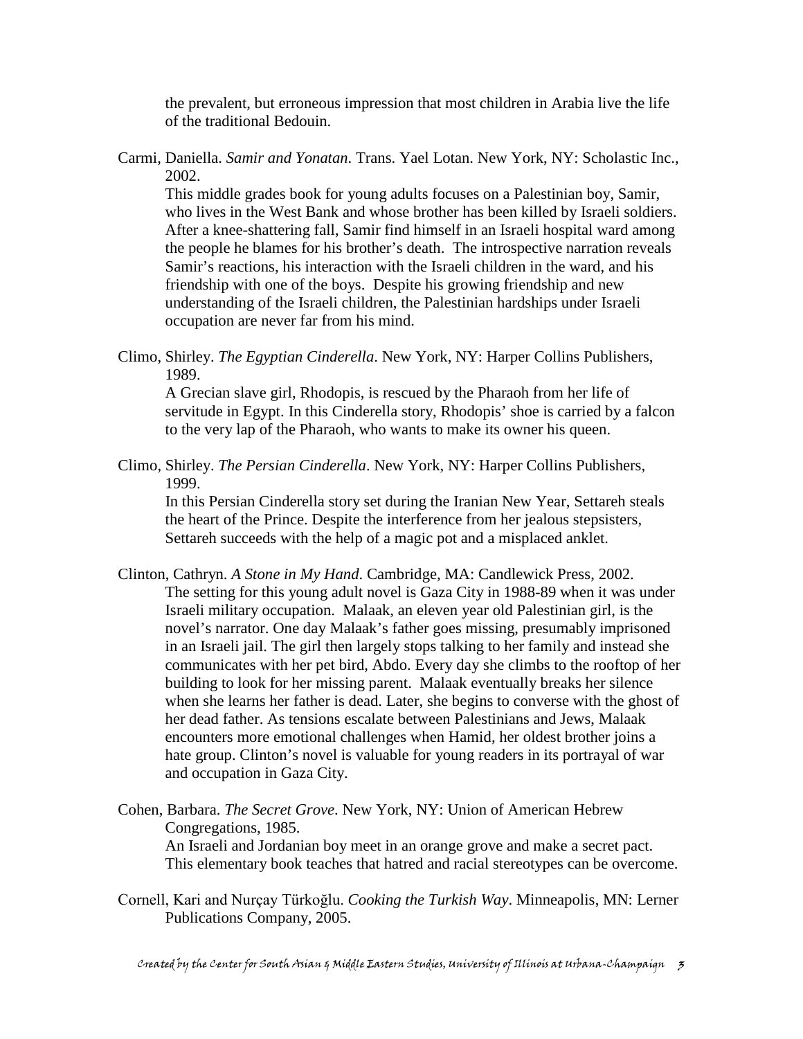the prevalent, but erroneous impression that most children in Arabia live the life of the traditional Bedouin.

Carmi, Daniella. *Samir and Yonatan*. Trans. Yael Lotan. New York, NY: Scholastic Inc., 2002.
This middle grades book for young adults focuses on a Palestinian boy, Samir, who lives in the West Bank and whose brother has been killed by Israeli soldiers. After a knee-shattering fall, Samir find himself in an Israeli hospital ward among the people he blames for his brother's death. The introspective narration reveals Samir's reactions, his interaction with the Israeli children in the ward, and his friendship with one of the boys. Despite his growing friendship and new understanding of the Israeli children, the Palestinian hardships under Israeli occupation are never far from his mind.

Climo, Shirley. *The Egyptian Cinderella*. New York, NY: Harper Collins Publishers, 1989.
A Grecian slave girl, Rhodopis, is rescued by the Pharaoh from her life of servitude in Egypt. In this Cinderella story, Rhodopis' shoe is carried by a falcon to the very lap of the Pharaoh, who wants to make its owner his queen.

Climo, Shirley. *The Persian Cinderella*. New York, NY: Harper Collins Publishers, 1999.
In this Persian Cinderella story set during the Iranian New Year, Settareh steals the heart of the Prince. Despite the interference from her jealous stepsisters, Settareh succeeds with the help of a magic pot and a misplaced anklet.

Clinton, Cathryn. *A Stone in My Hand*. Cambridge, MA: Candlewick Press, 2002.
The setting for this young adult novel is Gaza City in 1988-89 when it was under Israeli military occupation. Malaak, an eleven year old Palestinian girl, is the novel's narrator. One day Malaak's father goes missing, presumably imprisoned in an Israeli jail. The girl then largely stops talking to her family and instead she communicates with her pet bird, Abdo. Every day she climbs to the rooftop of her building to look for her missing parent. Malaak eventually breaks her silence when she learns her father is dead. Later, she begins to converse with the ghost of her dead father. As tensions escalate between Palestinians and Jews, Malaak encounters more emotional challenges when Hamid, her oldest brother joins a hate group. Clinton's novel is valuable for young readers in its portrayal of war and occupation in Gaza City.

Cohen, Barbara. *The Secret Grove*. New York, NY: Union of American Hebrew Congregations, 1985.
An Israeli and Jordanian boy meet in an orange grove and make a secret pact. This elementary book teaches that hatred and racial stereotypes can be overcome.

Cornell, Kari and Nurçay Türkoğlu. *Cooking the Turkish Way*. Minneapolis, MN: Lerner Publications Company, 2005.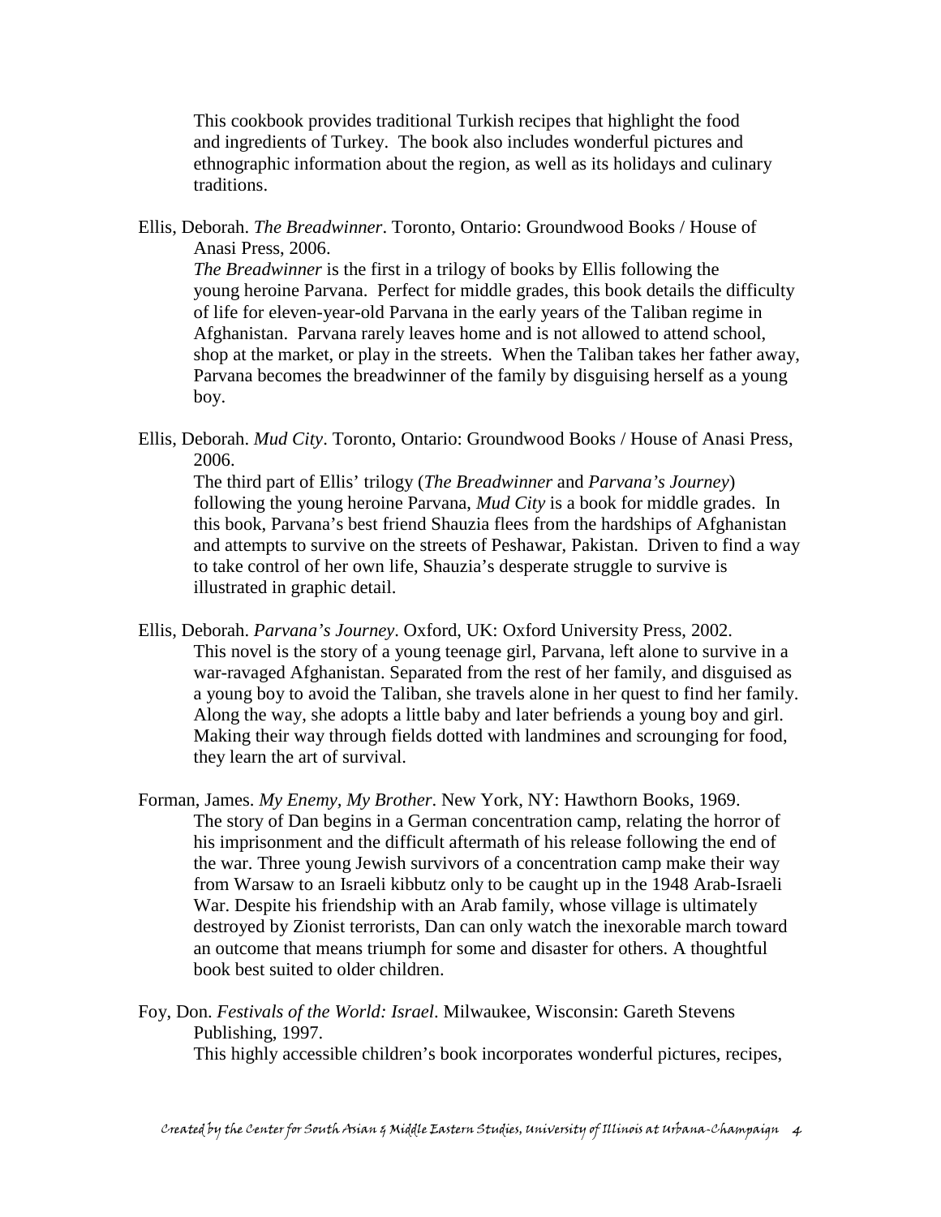This cookbook provides traditional Turkish recipes that highlight the food and ingredients of Turkey. The book also includes wonderful pictures and ethnographic information about the region, as well as its holidays and culinary traditions.

Ellis, Deborah. *The Breadwinner*. Toronto, Ontario: Groundwood Books / House of Anasi Press, 2006.

*The Breadwinner* is the first in a trilogy of books by Ellis following the young heroine Parvana. Perfect for middle grades, this book details the difficulty of life for eleven-year-old Parvana in the early years of the Taliban regime in Afghanistan. Parvana rarely leaves home and is not allowed to attend school, shop at the market, or play in the streets. When the Taliban takes her father away, Parvana becomes the breadwinner of the family by disguising herself as a young boy.

Ellis, Deborah. *Mud City*. Toronto, Ontario: Groundwood Books / House of Anasi Press, 2006.

The third part of Ellis' trilogy (*The Breadwinner* and *Parvana's Journey*) following the young heroine Parvana, *Mud City* is a book for middle grades. In this book, Parvana's best friend Shauzia flees from the hardships of Afghanistan and attempts to survive on the streets of Peshawar, Pakistan. Driven to find a way to take control of her own life, Shauzia's desperate struggle to survive is illustrated in graphic detail.

Ellis, Deborah. *Parvana's Journey*. Oxford, UK: Oxford University Press, 2002.

This novel is the story of a young teenage girl, Parvana, left alone to survive in a war-ravaged Afghanistan. Separated from the rest of her family, and disguised as a young boy to avoid the Taliban, she travels alone in her quest to find her family. Along the way, she adopts a little baby and later befriends a young boy and girl. Making their way through fields dotted with landmines and scrounging for food, they learn the art of survival.

Forman, James. *My Enemy, My Brother*. New York, NY: Hawthorn Books, 1969.

The story of Dan begins in a German concentration camp, relating the horror of his imprisonment and the difficult aftermath of his release following the end of the war. Three young Jewish survivors of a concentration camp make their way from Warsaw to an Israeli kibbutz only to be caught up in the 1948 Arab-Israeli War. Despite his friendship with an Arab family, whose village is ultimately destroyed by Zionist terrorists, Dan can only watch the inexorable march toward an outcome that means triumph for some and disaster for others. A thoughtful book best suited to older children.

Foy, Don. *Festivals of the World: Israel*. Milwaukee, Wisconsin: Gareth Stevens Publishing, 1997.

This highly accessible children's book incorporates wonderful pictures, recipes,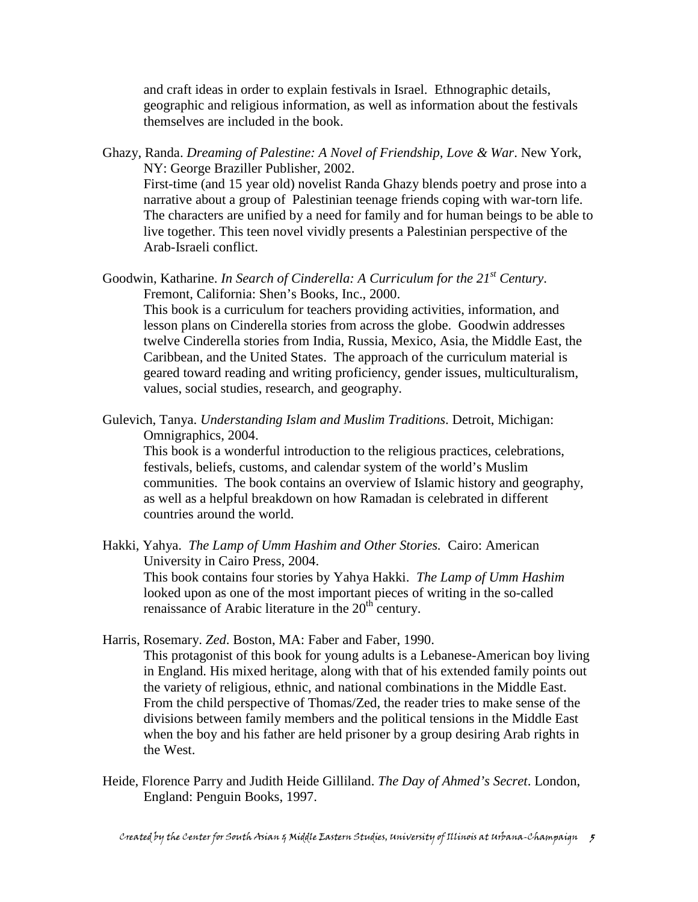and craft ideas in order to explain festivals in Israel. Ethnographic details, geographic and religious information, as well as information about the festivals themselves are included in the book.

Ghazy, Randa. *Dreaming of Palestine: A Novel of Friendship, Love & War*. New York, NY: George Braziller Publisher, 2002.
First-time (and 15 year old) novelist Randa Ghazy blends poetry and prose into a narrative about a group of Palestinian teenage friends coping with war-torn life. The characters are unified by a need for family and for human beings to be able to live together. This teen novel vividly presents a Palestinian perspective of the Arab-Israeli conflict.

Goodwin, Katharine. *In Search of Cinderella: A Curriculum for the 21st Century*. Fremont, California: Shen's Books, Inc., 2000.
This book is a curriculum for teachers providing activities, information, and lesson plans on Cinderella stories from across the globe. Goodwin addresses twelve Cinderella stories from India, Russia, Mexico, Asia, the Middle East, the Caribbean, and the United States. The approach of the curriculum material is geared toward reading and writing proficiency, gender issues, multiculturalism, values, social studies, research, and geography.

Gulevich, Tanya. *Understanding Islam and Muslim Traditions*. Detroit, Michigan: Omnigraphics, 2004.
This book is a wonderful introduction to the religious practices, celebrations, festivals, beliefs, customs, and calendar system of the world's Muslim communities. The book contains an overview of Islamic history and geography, as well as a helpful breakdown on how Ramadan is celebrated in different countries around the world.

Hakki, Yahya. *The Lamp of Umm Hashim and Other Stories*. Cairo: American University in Cairo Press, 2004.
This book contains four stories by Yahya Hakki. *The Lamp of Umm Hashim* looked upon as one of the most important pieces of writing in the so-called renaissance of Arabic literature in the 20th century.

Harris, Rosemary. *Zed*. Boston, MA: Faber and Faber, 1990.
This protagonist of this book for young adults is a Lebanese-American boy living in England. His mixed heritage, along with that of his extended family points out the variety of religious, ethnic, and national combinations in the Middle East. From the child perspective of Thomas/Zed, the reader tries to make sense of the divisions between family members and the political tensions in the Middle East when the boy and his father are held prisoner by a group desiring Arab rights in the West.

Heide, Florence Parry and Judith Heide Gilliland. *The Day of Ahmed's Secret*. London, England: Penguin Books, 1997.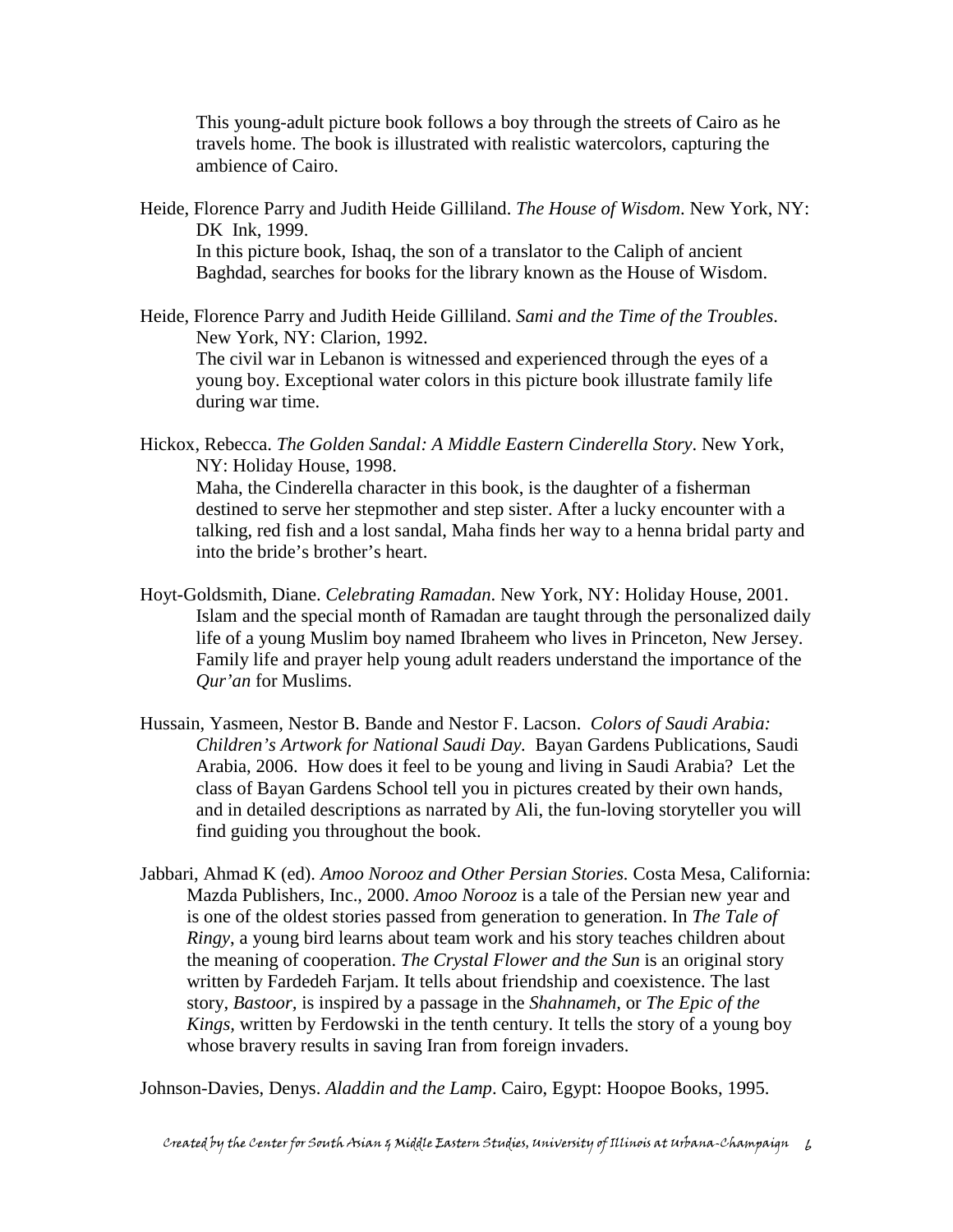This young-adult picture book follows a boy through the streets of Cairo as he travels home. The book is illustrated with realistic watercolors, capturing the ambience of Cairo.

Heide, Florence Parry and Judith Heide Gilliland. *The House of Wisdom*. New York, NY: DK Ink, 1999.
In this picture book, Ishaq, the son of a translator to the Caliph of ancient Baghdad, searches for books for the library known as the House of Wisdom.

Heide, Florence Parry and Judith Heide Gilliland. *Sami and the Time of the Troubles*. New York, NY: Clarion, 1992.
The civil war in Lebanon is witnessed and experienced through the eyes of a young boy. Exceptional water colors in this picture book illustrate family life during war time.

Hickox, Rebecca. *The Golden Sandal: A Middle Eastern Cinderella Story*. New York, NY: Holiday House, 1998.
Maha, the Cinderella character in this book, is the daughter of a fisherman destined to serve her stepmother and step sister. After a lucky encounter with a talking, red fish and a lost sandal, Maha finds her way to a henna bridal party and into the bride's brother's heart.

Hoyt-Goldsmith, Diane. *Celebrating Ramadan*. New York, NY: Holiday House, 2001.
Islam and the special month of Ramadan are taught through the personalized daily life of a young Muslim boy named Ibraheem who lives in Princeton, New Jersey. Family life and prayer help young adult readers understand the importance of the *Qur'an* for Muslims.

Hussain, Yasmeen, Nestor B. Bande and Nestor F. Lacson. *Colors of Saudi Arabia: Children's Artwork for National Saudi Day.* Bayan Gardens Publications, Saudi Arabia, 2006. How does it feel to be young and living in Saudi Arabia? Let the class of Bayan Gardens School tell you in pictures created by their own hands, and in detailed descriptions as narrated by Ali, the fun-loving storyteller you will find guiding you throughout the book.

Jabbari, Ahmad K (ed). *Amoo Norooz and Other Persian Stories.* Costa Mesa, California: Mazda Publishers, Inc., 2000. *Amoo Norooz* is a tale of the Persian new year and is one of the oldest stories passed from generation to generation. In *The Tale of Ringy*, a young bird learns about team work and his story teaches children about the meaning of cooperation. *The Crystal Flower and the Sun* is an original story written by Fardedeh Farjam. It tells about friendship and coexistence. The last story, *Bastoor*, is inspired by a passage in the *Shahnameh*, or *The Epic of the Kings*, written by Ferdowski in the tenth century. It tells the story of a young boy whose bravery results in saving Iran from foreign invaders.

Johnson-Davies, Denys. *Aladdin and the Lamp*. Cairo, Egypt: Hoopoe Books, 1995.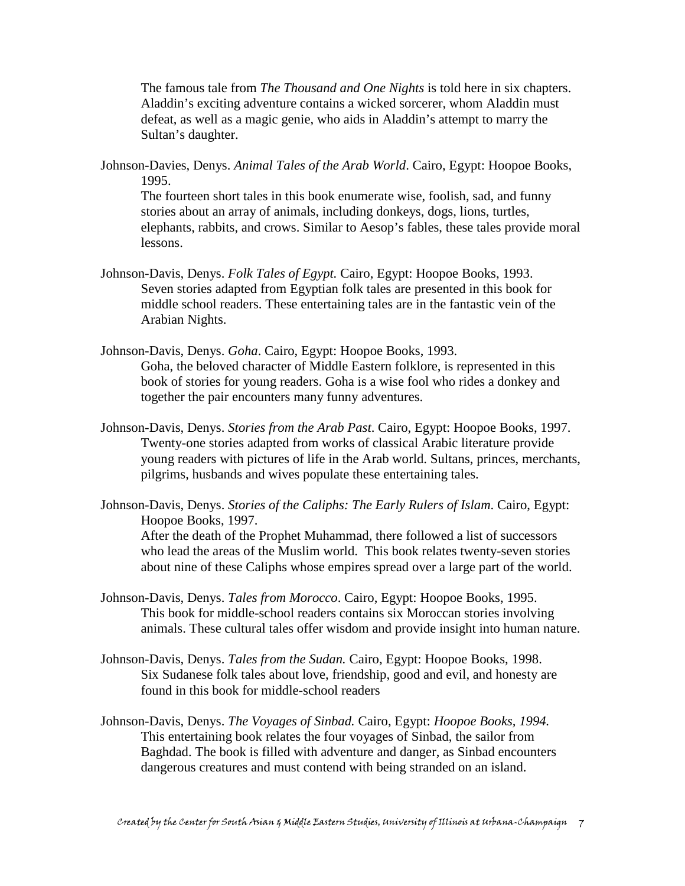The famous tale from *The Thousand and One Nights* is told here in six chapters. Aladdin's exciting adventure contains a wicked sorcerer, whom Aladdin must defeat, as well as a magic genie, who aids in Aladdin's attempt to marry the Sultan's daughter.

Johnson-Davies, Denys. *Animal Tales of the Arab World*. Cairo, Egypt: Hoopoe Books, 1995.
The fourteen short tales in this book enumerate wise, foolish, sad, and funny stories about an array of animals, including donkeys, dogs, lions, turtles, elephants, rabbits, and crows. Similar to Aesop's fables, these tales provide moral lessons.

Johnson-Davis, Denys. *Folk Tales of Egypt.* Cairo, Egypt: Hoopoe Books, 1993.
Seven stories adapted from Egyptian folk tales are presented in this book for middle school readers. These entertaining tales are in the fantastic vein of the Arabian Nights.

Johnson-Davis, Denys. *Goha*. Cairo, Egypt: Hoopoe Books, 1993.
Goha, the beloved character of Middle Eastern folklore, is represented in this book of stories for young readers. Goha is a wise fool who rides a donkey and together the pair encounters many funny adventures.

Johnson-Davis, Denys. *Stories from the Arab Past*. Cairo, Egypt: Hoopoe Books, 1997.
Twenty-one stories adapted from works of classical Arabic literature provide young readers with pictures of life in the Arab world. Sultans, princes, merchants, pilgrims, husbands and wives populate these entertaining tales.

Johnson-Davis, Denys. *Stories of the Caliphs: The Early Rulers of Islam*. Cairo, Egypt: Hoopoe Books, 1997.
After the death of the Prophet Muhammad, there followed a list of successors who lead the areas of the Muslim world. This book relates twenty-seven stories about nine of these Caliphs whose empires spread over a large part of the world.

Johnson-Davis, Denys. *Tales from Morocco*. Cairo, Egypt: Hoopoe Books, 1995.
This book for middle-school readers contains six Moroccan stories involving animals. These cultural tales offer wisdom and provide insight into human nature.

Johnson-Davis, Denys. *Tales from the Sudan.* Cairo, Egypt: Hoopoe Books, 1998.
Six Sudanese folk tales about love, friendship, good and evil, and honesty are found in this book for middle-school readers

Johnson-Davis, Denys. *The Voyages of Sinbad.* Cairo, Egypt: *Hoopoe Books, 1994.*
This entertaining book relates the four voyages of Sinbad, the sailor from Baghdad. The book is filled with adventure and danger, as Sinbad encounters dangerous creatures and must contend with being stranded on an island.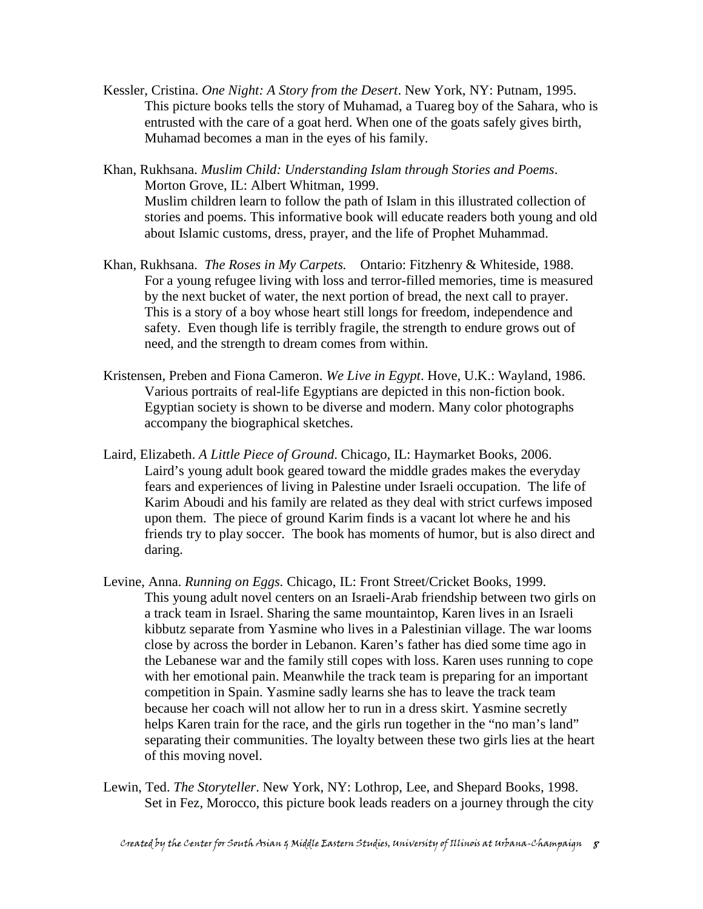Kessler, Cristina. *One Night: A Story from the Desert*. New York, NY: Putnam, 1995.
This picture books tells the story of Muhamad, a Tuareg boy of the Sahara, who is entrusted with the care of a goat herd. When one of the goats safely gives birth, Muhamad becomes a man in the eyes of his family.

Khan, Rukhsana. *Muslim Child: Understanding Islam through Stories and Poems*. Morton Grove, IL: Albert Whitman, 1999.
Muslim children learn to follow the path of Islam in this illustrated collection of stories and poems. This informative book will educate readers both young and old about Islamic customs, dress, prayer, and the life of Prophet Muhammad.

Khan, Rukhsana. *The Roses in My Carpets.* Ontario: Fitzhenry & Whiteside, 1988.
For a young refugee living with loss and terror-filled memories, time is measured by the next bucket of water, the next portion of bread, the next call to prayer. This is a story of a boy whose heart still longs for freedom, independence and safety. Even though life is terribly fragile, the strength to endure grows out of need, and the strength to dream comes from within.

Kristensen, Preben and Fiona Cameron. *We Live in Egypt*. Hove, U.K.: Wayland, 1986.
Various portraits of real-life Egyptians are depicted in this non-fiction book. Egyptian society is shown to be diverse and modern. Many color photographs accompany the biographical sketches.

Laird, Elizabeth. *A Little Piece of Ground*. Chicago, IL: Haymarket Books, 2006.
Laird's young adult book geared toward the middle grades makes the everyday fears and experiences of living in Palestine under Israeli occupation. The life of Karim Aboudi and his family are related as they deal with strict curfews imposed upon them. The piece of ground Karim finds is a vacant lot where he and his friends try to play soccer. The book has moments of humor, but is also direct and daring.

Levine, Anna. *Running on Eggs.* Chicago, IL: Front Street/Cricket Books, 1999.
This young adult novel centers on an Israeli-Arab friendship between two girls on a track team in Israel. Sharing the same mountaintop, Karen lives in an Israeli kibbutz separate from Yasmine who lives in a Palestinian village. The war looms close by across the border in Lebanon. Karen's father has died some time ago in the Lebanese war and the family still copes with loss. Karen uses running to cope with her emotional pain. Meanwhile the track team is preparing for an important competition in Spain. Yasmine sadly learns she has to leave the track team because her coach will not allow her to run in a dress skirt. Yasmine secretly helps Karen train for the race, and the girls run together in the "no man's land" separating their communities. The loyalty between these two girls lies at the heart of this moving novel.

Lewin, Ted. *The Storyteller*. New York, NY: Lothrop, Lee, and Shepard Books, 1998.
Set in Fez, Morocco, this picture book leads readers on a journey through the city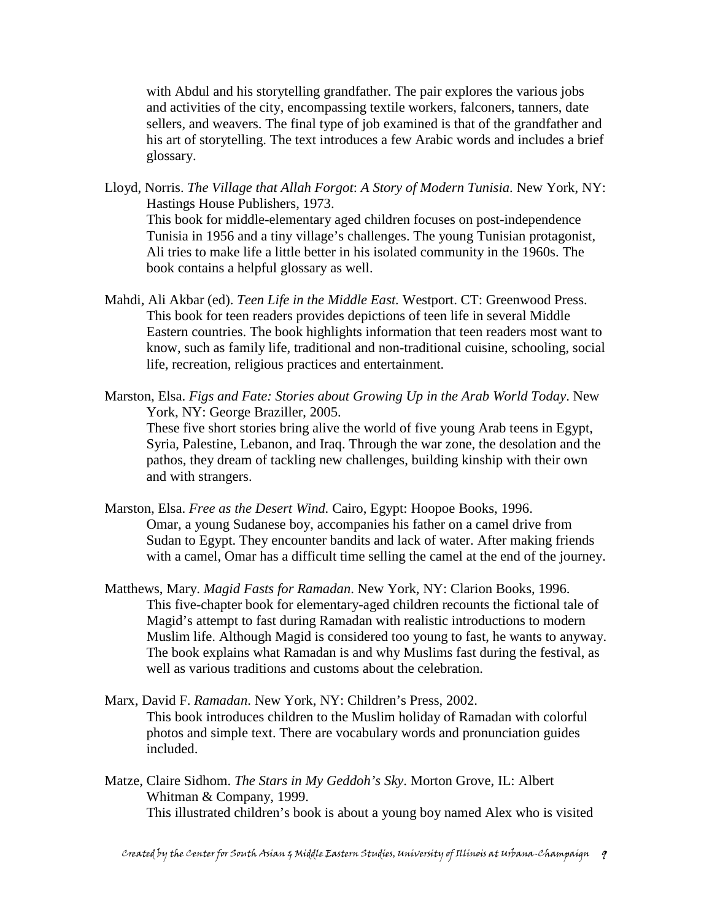with Abdul and his storytelling grandfather. The pair explores the various jobs and activities of the city, encompassing textile workers, falconers, tanners, date sellers, and weavers. The final type of job examined is that of the grandfather and his art of storytelling. The text introduces a few Arabic words and includes a brief glossary.

Lloyd, Norris. *The Village that Allah Forgot*: *A Story of Modern Tunisia*. New York, NY: Hastings House Publishers, 1973.
This book for middle-elementary aged children focuses on post-independence Tunisia in 1956 and a tiny village's challenges. The young Tunisian protagonist, Ali tries to make life a little better in his isolated community in the 1960s. The book contains a helpful glossary as well.

Mahdi, Ali Akbar (ed). *Teen Life in the Middle East.* Westport. CT: Greenwood Press.
This book for teen readers provides depictions of teen life in several Middle Eastern countries. The book highlights information that teen readers most want to know, such as family life, traditional and non-traditional cuisine, schooling, social life, recreation, religious practices and entertainment.

Marston, Elsa. *Figs and Fate: Stories about Growing Up in the Arab World Today*. New York, NY: George Braziller, 2005.
These five short stories bring alive the world of five young Arab teens in Egypt, Syria, Palestine, Lebanon, and Iraq. Through the war zone, the desolation and the pathos, they dream of tackling new challenges, building kinship with their own and with strangers.

Marston, Elsa. *Free as the Desert Wind.* Cairo, Egypt: Hoopoe Books, 1996.
Omar, a young Sudanese boy, accompanies his father on a camel drive from Sudan to Egypt. They encounter bandits and lack of water. After making friends with a camel, Omar has a difficult time selling the camel at the end of the journey.

Matthews, Mary. *Magid Fasts for Ramadan*. New York, NY: Clarion Books, 1996.
This five-chapter book for elementary-aged children recounts the fictional tale of Magid's attempt to fast during Ramadan with realistic introductions to modern Muslim life. Although Magid is considered too young to fast, he wants to anyway. The book explains what Ramadan is and why Muslims fast during the festival, as well as various traditions and customs about the celebration.

Marx, David F. *Ramadan*. New York, NY: Children's Press, 2002.
This book introduces children to the Muslim holiday of Ramadan with colorful photos and simple text. There are vocabulary words and pronunciation guides included.

Matze, Claire Sidhom. *The Stars in My Geddoh's Sky*. Morton Grove, IL: Albert Whitman & Company, 1999.
This illustrated children's book is about a young boy named Alex who is visited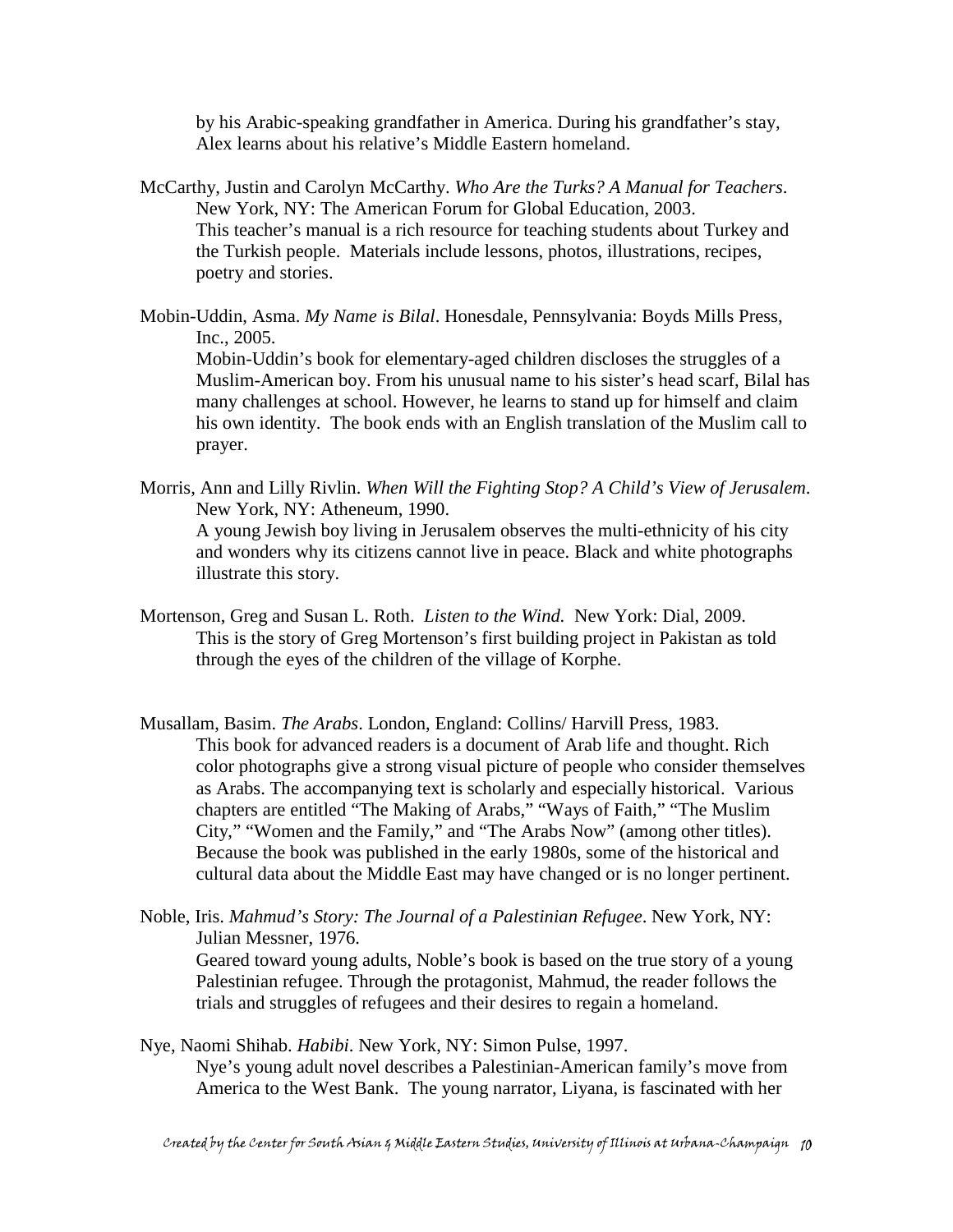by his Arabic-speaking grandfather in America. During his grandfather's stay, Alex learns about his relative's Middle Eastern homeland.

McCarthy, Justin and Carolyn McCarthy. *Who Are the Turks? A Manual for Teachers*. New York, NY: The American Forum for Global Education, 2003.
This teacher's manual is a rich resource for teaching students about Turkey and the Turkish people. Materials include lessons, photos, illustrations, recipes, poetry and stories.

Mobin-Uddin, Asma. *My Name is Bilal*. Honesdale, Pennsylvania: Boyds Mills Press, Inc., 2005.
Mobin-Uddin's book for elementary-aged children discloses the struggles of a Muslim-American boy. From his unusual name to his sister's head scarf, Bilal has many challenges at school. However, he learns to stand up for himself and claim his own identity. The book ends with an English translation of the Muslim call to prayer.

Morris, Ann and Lilly Rivlin. *When Will the Fighting Stop? A Child's View of Jerusalem*. New York, NY: Atheneum, 1990.
A young Jewish boy living in Jerusalem observes the multi-ethnicity of his city and wonders why its citizens cannot live in peace. Black and white photographs illustrate this story.

Mortenson, Greg and Susan L. Roth. *Listen to the Wind.* New York: Dial, 2009.
This is the story of Greg Mortenson's first building project in Pakistan as told through the eyes of the children of the village of Korphe.

Musallam, Basim. *The Arabs*. London, England: Collins/ Harvill Press, 1983.
This book for advanced readers is a document of Arab life and thought. Rich color photographs give a strong visual picture of people who consider themselves as Arabs. The accompanying text is scholarly and especially historical. Various chapters are entitled "The Making of Arabs," "Ways of Faith," "The Muslim City," "Women and the Family," and "The Arabs Now" (among other titles). Because the book was published in the early 1980s, some of the historical and cultural data about the Middle East may have changed or is no longer pertinent.

Noble, Iris. *Mahmud's Story: The Journal of a Palestinian Refugee*. New York, NY: Julian Messner, 1976.
Geared toward young adults, Noble's book is based on the true story of a young Palestinian refugee. Through the protagonist, Mahmud, the reader follows the trials and struggles of refugees and their desires to regain a homeland.

Nye, Naomi Shihab. *Habibi*. New York, NY: Simon Pulse, 1997.
Nye's young adult novel describes a Palestinian-American family's move from America to the West Bank. The young narrator, Liyana, is fascinated with her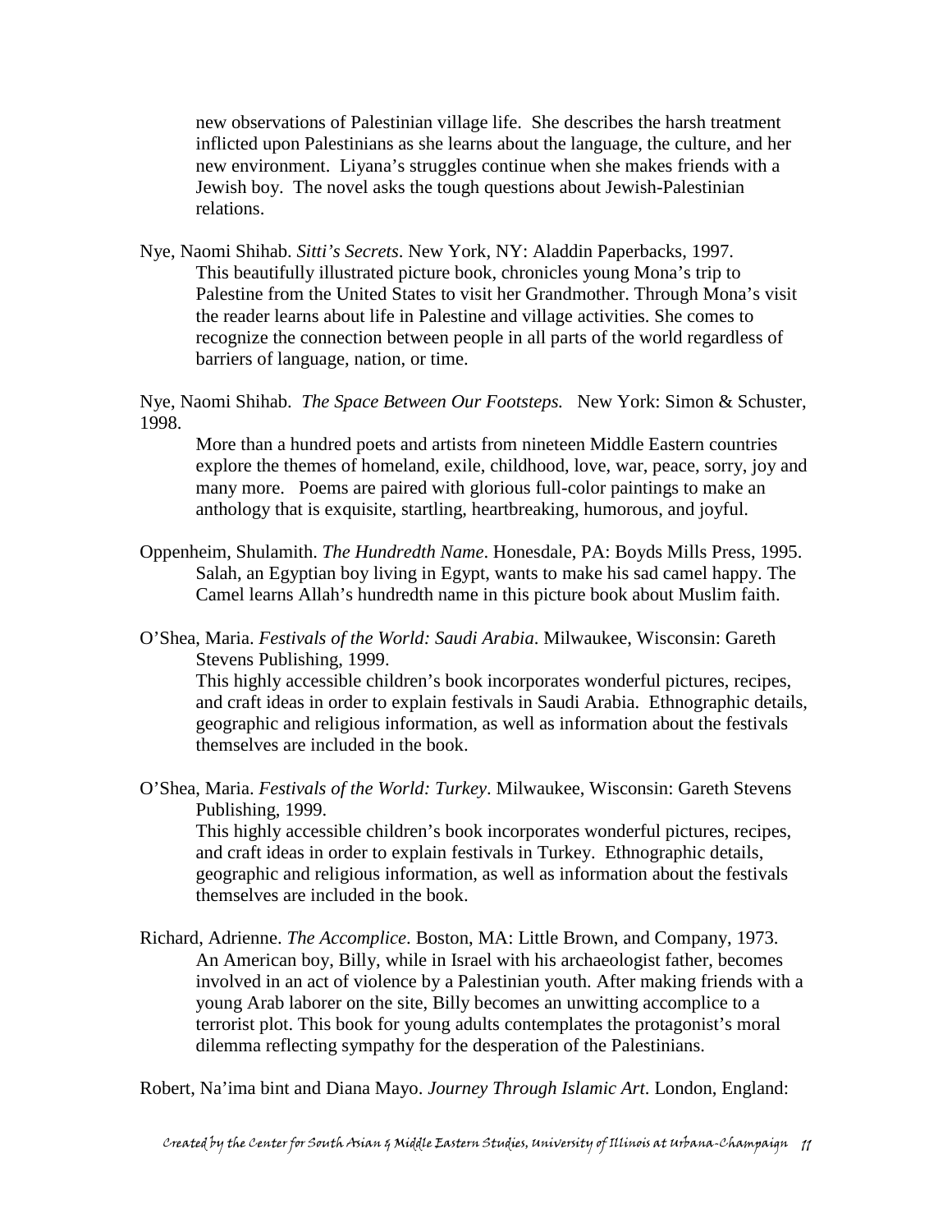new observations of Palestinian village life. She describes the harsh treatment inflicted upon Palestinians as she learns about the language, the culture, and her new environment. Liyana's struggles continue when she makes friends with a Jewish boy. The novel asks the tough questions about Jewish-Palestinian relations.

Nye, Naomi Shihab. *Sitti's Secrets*. New York, NY: Aladdin Paperbacks, 1997.
This beautifully illustrated picture book, chronicles young Mona's trip to Palestine from the United States to visit her Grandmother. Through Mona's visit the reader learns about life in Palestine and village activities. She comes to recognize the connection between people in all parts of the world regardless of barriers of language, nation, or time.

Nye, Naomi Shihab. *The Space Between Our Footsteps.* New York: Simon & Schuster, 1998.
More than a hundred poets and artists from nineteen Middle Eastern countries explore the themes of homeland, exile, childhood, love, war, peace, sorry, joy and many more. Poems are paired with glorious full-color paintings to make an anthology that is exquisite, startling, heartbreaking, humorous, and joyful.

Oppenheim, Shulamith. *The Hundredth Name*. Honesdale, PA: Boyds Mills Press, 1995.
Salah, an Egyptian boy living in Egypt, wants to make his sad camel happy. The Camel learns Allah's hundredth name in this picture book about Muslim faith.

O'Shea, Maria. *Festivals of the World: Saudi Arabia*. Milwaukee, Wisconsin: Gareth Stevens Publishing, 1999.
This highly accessible children's book incorporates wonderful pictures, recipes, and craft ideas in order to explain festivals in Saudi Arabia. Ethnographic details, geographic and religious information, as well as information about the festivals themselves are included in the book.

O'Shea, Maria. *Festivals of the World: Turkey*. Milwaukee, Wisconsin: Gareth Stevens Publishing, 1999.
This highly accessible children's book incorporates wonderful pictures, recipes, and craft ideas in order to explain festivals in Turkey. Ethnographic details, geographic and religious information, as well as information about the festivals themselves are included in the book.

Richard, Adrienne. *The Accomplice*. Boston, MA: Little Brown, and Company, 1973.
An American boy, Billy, while in Israel with his archaeologist father, becomes involved in an act of violence by a Palestinian youth. After making friends with a young Arab laborer on the site, Billy becomes an unwitting accomplice to a terrorist plot. This book for young adults contemplates the protagonist's moral dilemma reflecting sympathy for the desperation of the Palestinians.

Robert, Na'ima bint and Diana Mayo. *Journey Through Islamic Art*. London, England: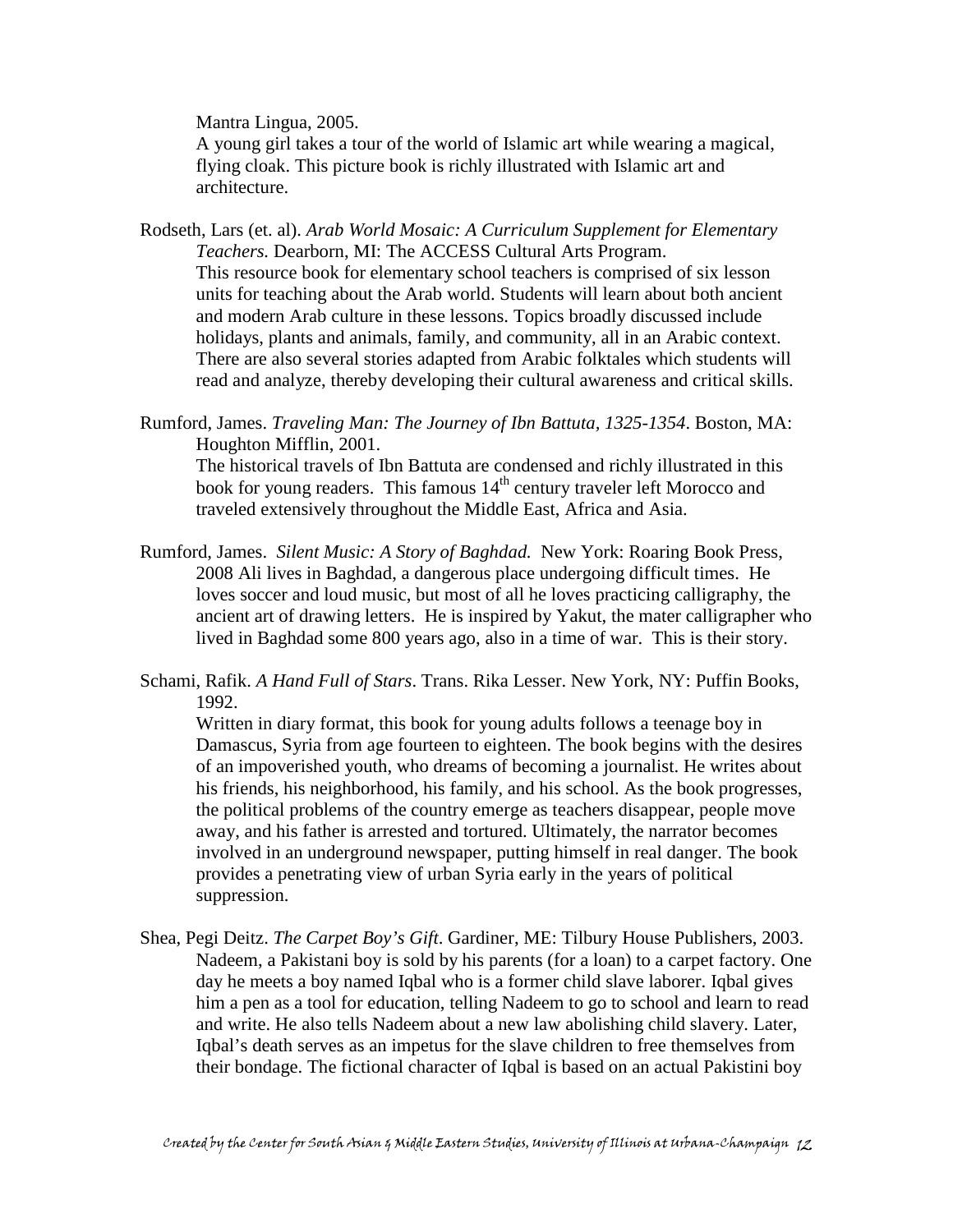Mantra Lingua, 2005.
A young girl takes a tour of the world of Islamic art while wearing a magical, flying cloak. This picture book is richly illustrated with Islamic art and architecture.

Rodseth, Lars (et. al). *Arab World Mosaic: A Curriculum Supplement for Elementary Teachers.* Dearborn, MI: The ACCESS Cultural Arts Program.
This resource book for elementary school teachers is comprised of six lesson units for teaching about the Arab world. Students will learn about both ancient and modern Arab culture in these lessons. Topics broadly discussed include holidays, plants and animals, family, and community, all in an Arabic context. There are also several stories adapted from Arabic folktales which students will read and analyze, thereby developing their cultural awareness and critical skills.

Rumford, James. *Traveling Man: The Journey of Ibn Battuta, 1325-1354*. Boston, MA: Houghton Mifflin, 2001.
The historical travels of Ibn Battuta are condensed and richly illustrated in this book for young readers. This famous 14th century traveler left Morocco and traveled extensively throughout the Middle East, Africa and Asia.

Rumford, James. *Silent Music: A Story of Baghdad.* New York: Roaring Book Press, 2008 Ali lives in Baghdad, a dangerous place undergoing difficult times. He loves soccer and loud music, but most of all he loves practicing calligraphy, the ancient art of drawing letters. He is inspired by Yakut, the mater calligrapher who lived in Baghdad some 800 years ago, also in a time of war. This is their story.

Schami, Rafik. *A Hand Full of Stars*. Trans. Rika Lesser. New York, NY: Puffin Books, 1992.
Written in diary format, this book for young adults follows a teenage boy in Damascus, Syria from age fourteen to eighteen. The book begins with the desires of an impoverished youth, who dreams of becoming a journalist. He writes about his friends, his neighborhood, his family, and his school. As the book progresses, the political problems of the country emerge as teachers disappear, people move away, and his father is arrested and tortured. Ultimately, the narrator becomes involved in an underground newspaper, putting himself in real danger. The book provides a penetrating view of urban Syria early in the years of political suppression.

Shea, Pegi Deitz. *The Carpet Boy's Gift*. Gardiner, ME: Tilbury House Publishers, 2003.
Nadeem, a Pakistani boy is sold by his parents (for a loan) to a carpet factory. One day he meets a boy named Iqbal who is a former child slave laborer. Iqbal gives him a pen as a tool for education, telling Nadeem to go to school and learn to read and write. He also tells Nadeem about a new law abolishing child slavery. Later, Iqbal's death serves as an impetus for the slave children to free themselves from their bondage. The fictional character of Iqbal is based on an actual Pakistini boy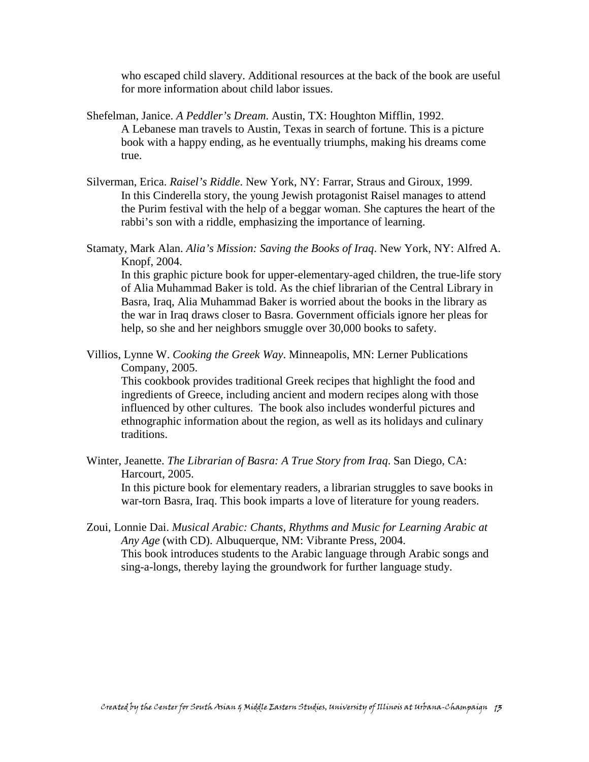who escaped child slavery. Additional resources at the back of the book are useful for more information about child labor issues.

Shefelman, Janice. *A Peddler's Dream*. Austin, TX: Houghton Mifflin, 1992.
A Lebanese man travels to Austin, Texas in search of fortune. This is a picture book with a happy ending, as he eventually triumphs, making his dreams come true.

Silverman, Erica. *Raisel's Riddle*. New York, NY: Farrar, Straus and Giroux, 1999.
In this Cinderella story, the young Jewish protagonist Raisel manages to attend the Purim festival with the help of a beggar woman. She captures the heart of the rabbi's son with a riddle, emphasizing the importance of learning.

Stamaty, Mark Alan. *Alia's Mission: Saving the Books of Iraq*. New York, NY: Alfred A. Knopf, 2004.
In this graphic picture book for upper-elementary-aged children, the true-life story of Alia Muhammad Baker is told. As the chief librarian of the Central Library in Basra, Iraq, Alia Muhammad Baker is worried about the books in the library as the war in Iraq draws closer to Basra. Government officials ignore her pleas for help, so she and her neighbors smuggle over 30,000 books to safety.

Villios, Lynne W. *Cooking the Greek Way*. Minneapolis, MN: Lerner Publications Company, 2005.
This cookbook provides traditional Greek recipes that highlight the food and ingredients of Greece, including ancient and modern recipes along with those influenced by other cultures. The book also includes wonderful pictures and ethnographic information about the region, as well as its holidays and culinary traditions.

Winter, Jeanette. *The Librarian of Basra: A True Story from Iraq*. San Diego, CA: Harcourt, 2005.
In this picture book for elementary readers, a librarian struggles to save books in war-torn Basra, Iraq. This book imparts a love of literature for young readers.

Zoui, Lonnie Dai. *Musical Arabic: Chants, Rhythms and Music for Learning Arabic at Any Age* (with CD). Albuquerque, NM: Vibrante Press, 2004.
This book introduces students to the Arabic language through Arabic songs and sing-a-longs, thereby laying the groundwork for further language study.